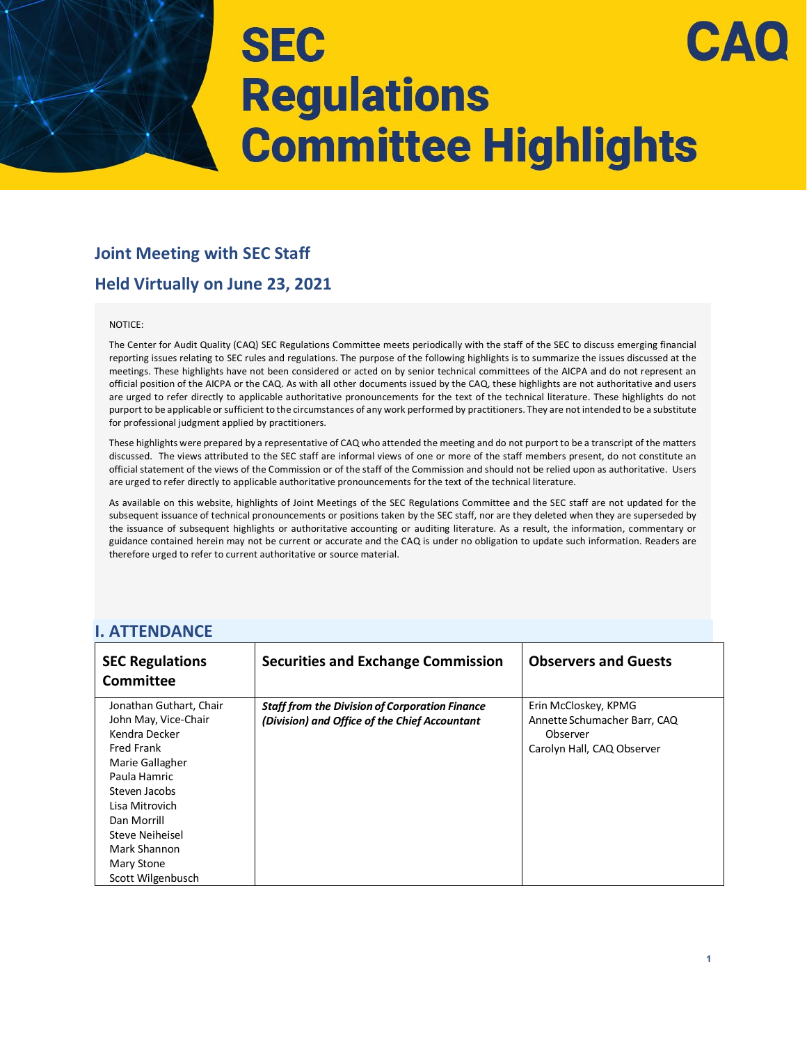# SEC Regulations Committee Highlights

CAQ

## Joint Meeting with SEC Staff

## Held Virtually on June 23, 2021

NOTICE:

The Center for Audit Quality (CAQ) SEC Regulations Committee meets periodically with the staff of the SEC to discuss emerging financial reporting issues relating to SEC rules and regulations. The purpose of the following highlights is to summarize the issues discussed at the meetings. These highlights have not been considered or acted on by senior technical committees of the AICPA and do not represent an official position of the AICPA or the CAQ. As with all other documents issued by the CAQ, these highlights are not authoritative and users are urged to refer directly to applicable authoritative pronouncements for the text of the technical literature. These highlights do not purport to be applicable or sufficient to the circumstances of any work performed by practitioners. They are not intended to be a substitute for professional judgment applied by practitioners.

These highlights were prepared by a representative of CAQ who attended the meeting and do not purport to be a transcript of the matters discussed. The views attributed to the SEC staff are informal views of one or more of the staff members present, do not constitute an official statement of the views of the Commission or of the staff of the Commission and should not be relied upon as authoritative. Users are urged to refer directly to applicable authoritative pronouncements for the text of the technical literature.

As available on this website, highlights of Joint Meetings of the SEC Regulations Committee and the SEC staff are not updated for the subsequent issuance of technical pronouncements or positions taken by the SEC staff, nor are they deleted when they are superseded by the issuance of subsequent highlights or authoritative accounting or auditing literature. As a result, the information, commentary or guidance contained herein may not be current or accurate and the CAQ is under no obligation to update such information. Readers are therefore urged to refer to current authoritative or source material.

## I. ATTENDANCE

| SEC Regulations Committee | Securities and Exchange Commission | Observers and Guests |
|---|---|---|
| Jonathan Guthart, Chair<br>John May, Vice-Chair<br>Kendra Decker<br>Fred Frank<br>Marie Gallagher<br>Paula Hamric<br>Steven Jacobs<br>Lisa Mitrovich<br>Dan Morrill<br>Steve Neiheisel<br>Mark Shannon<br>Mary Stone<br>Scott Wilgenbusch | ***Staff from the Division of Corporation Finance (Division) and Office of the Chief Accountant*** | Erin McCloskey, KPMG<br>Annette Schumacher Barr, CAQ Observer<br>Carolyn Hall, CAQ Observer |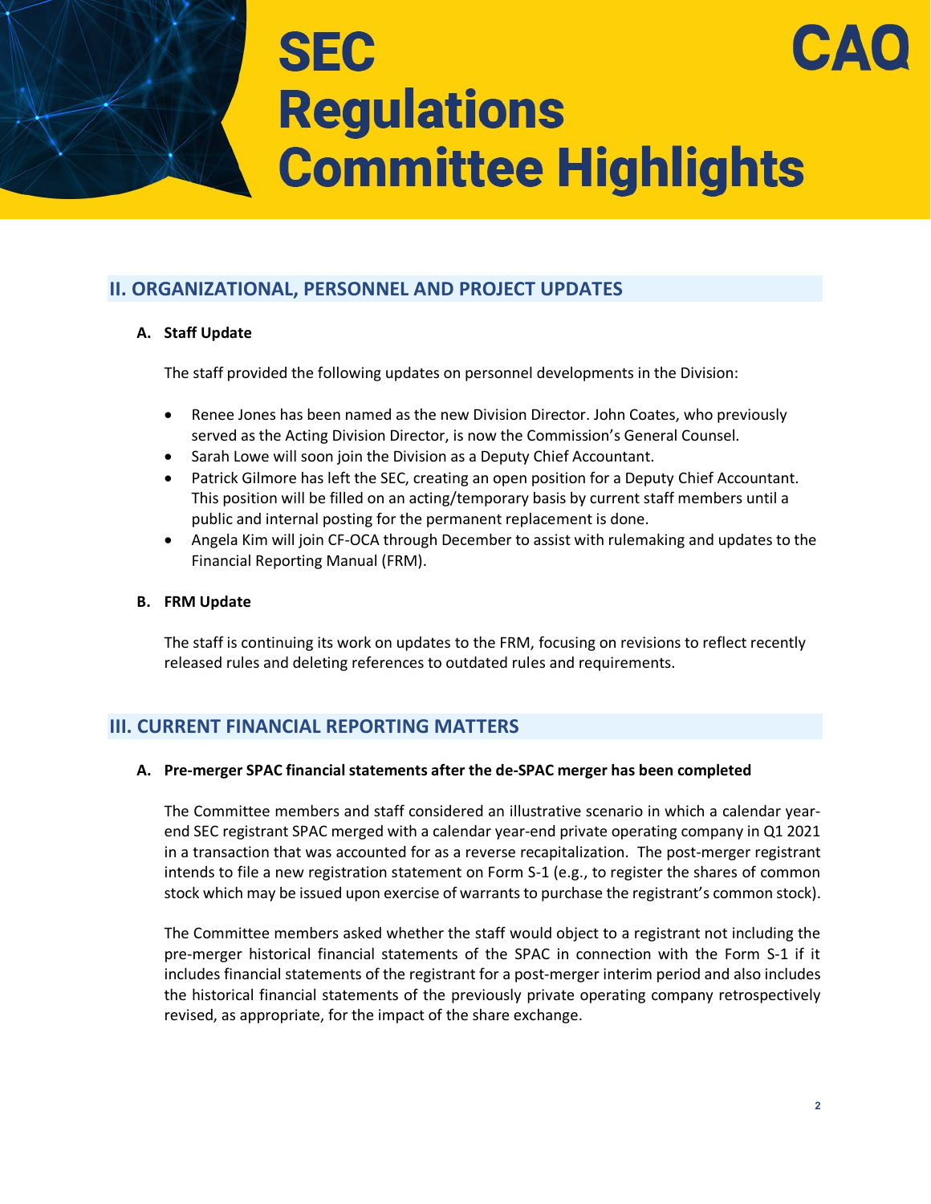## II. ORGANIZATIONAL, PERSONNEL AND PROJECT UPDATES

### A. Staff Update

The staff provided the following updates on personnel developments in the Division:

- Renee Jones has been named as the new Division Director. John Coates, who previously served as the Acting Division Director, is now the Commission's General Counsel.
- Sarah Lowe will soon join the Division as a Deputy Chief Accountant.
- Patrick Gilmore has left the SEC, creating an open position for a Deputy Chief Accountant. This position will be filled on an acting/temporary basis by current staff members until a public and internal posting for the permanent replacement is done.
- Angela Kim will join CF-OCA through December to assist with rulemaking and updates to the Financial Reporting Manual (FRM).

### B. FRM Update

The staff is continuing its work on updates to the FRM, focusing on revisions to reflect recently released rules and deleting references to outdated rules and requirements.

## III. CURRENT FINANCIAL REPORTING MATTERS

### A. Pre-merger SPAC financial statements after the de-SPAC merger has been completed

The Committee members and staff considered an illustrative scenario in which a calendar year-end SEC registrant SPAC merged with a calendar year-end private operating company in Q1 2021 in a transaction that was accounted for as a reverse recapitalization. The post-merger registrant intends to file a new registration statement on Form S-1 (e.g., to register the shares of common stock which may be issued upon exercise of warrants to purchase the registrant's common stock).

The Committee members asked whether the staff would object to a registrant not including the pre-merger historical financial statements of the SPAC in connection with the Form S-1 if it includes financial statements of the registrant for a post-merger interim period and also includes the historical financial statements of the previously private operating company retrospectively revised, as appropriate, for the impact of the share exchange.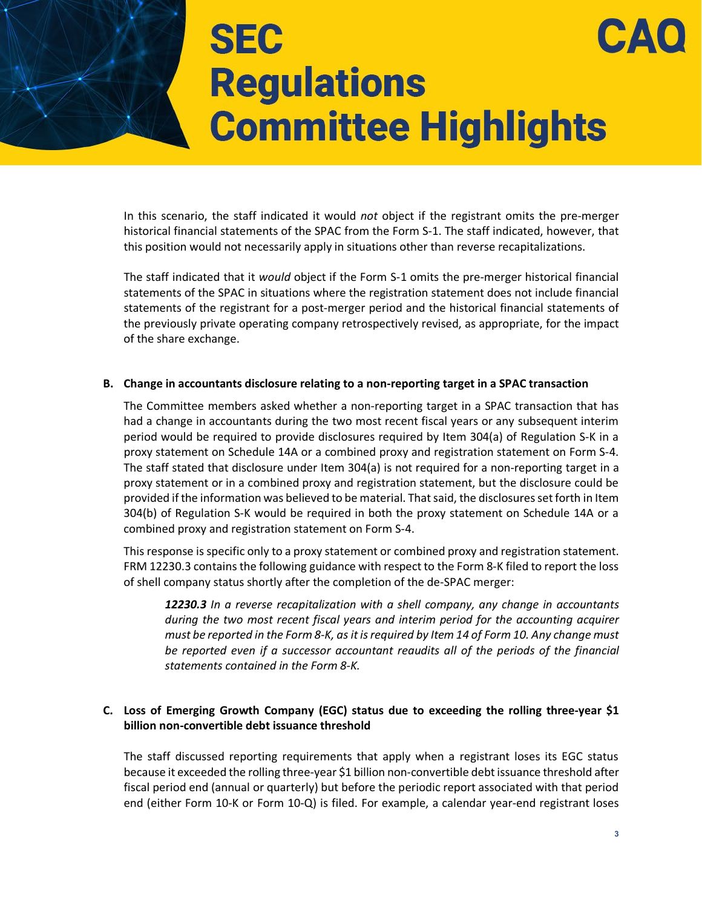In this scenario, the staff indicated it would *not* object if the registrant omits the pre-merger historical financial statements of the SPAC from the Form S-1. The staff indicated, however, that this position would not necessarily apply in situations other than reverse recapitalizations.

The staff indicated that it *would* object if the Form S-1 omits the pre-merger historical financial statements of the SPAC in situations where the registration statement does not include financial statements of the registrant for a post-merger period and the historical financial statements of the previously private operating company retrospectively revised, as appropriate, for the impact of the share exchange.

**B. Change in accountants disclosure relating to a non-reporting target in a SPAC transaction**

The Committee members asked whether a non-reporting target in a SPAC transaction that has had a change in accountants during the two most recent fiscal years or any subsequent interim period would be required to provide disclosures required by Item 304(a) of Regulation S-K in a proxy statement on Schedule 14A or a combined proxy and registration statement on Form S-4. The staff stated that disclosure under Item 304(a) is not required for a non-reporting target in a proxy statement or in a combined proxy and registration statement, but the disclosure could be provided if the information was believed to be material. That said, the disclosures set forth in Item 304(b) of Regulation S-K would be required in both the proxy statement on Schedule 14A or a combined proxy and registration statement on Form S-4.

This response is specific only to a proxy statement or combined proxy and registration statement. FRM 12230.3 contains the following guidance with respect to the Form 8-K filed to report the loss of shell company status shortly after the completion of the de-SPAC merger:

> ***12230.3*** *In a reverse recapitalization with a shell company, any change in accountants during the two most recent fiscal years and interim period for the accounting acquirer must be reported in the Form 8-K, as it is required by Item 14 of Form 10. Any change must be reported even if a successor accountant reaudits all of the periods of the financial statements contained in the Form 8-K.*

**C. Loss of Emerging Growth Company (EGC) status due to exceeding the rolling three-year $1 billion non-convertible debt issuance threshold**

The staff discussed reporting requirements that apply when a registrant loses its EGC status because it exceeded the rolling three-year $1 billion non-convertible debt issuance threshold after fiscal period end (annual or quarterly) but before the periodic report associated with that period end (either Form 10-K or Form 10-Q) is filed. For example, a calendar year-end registrant loses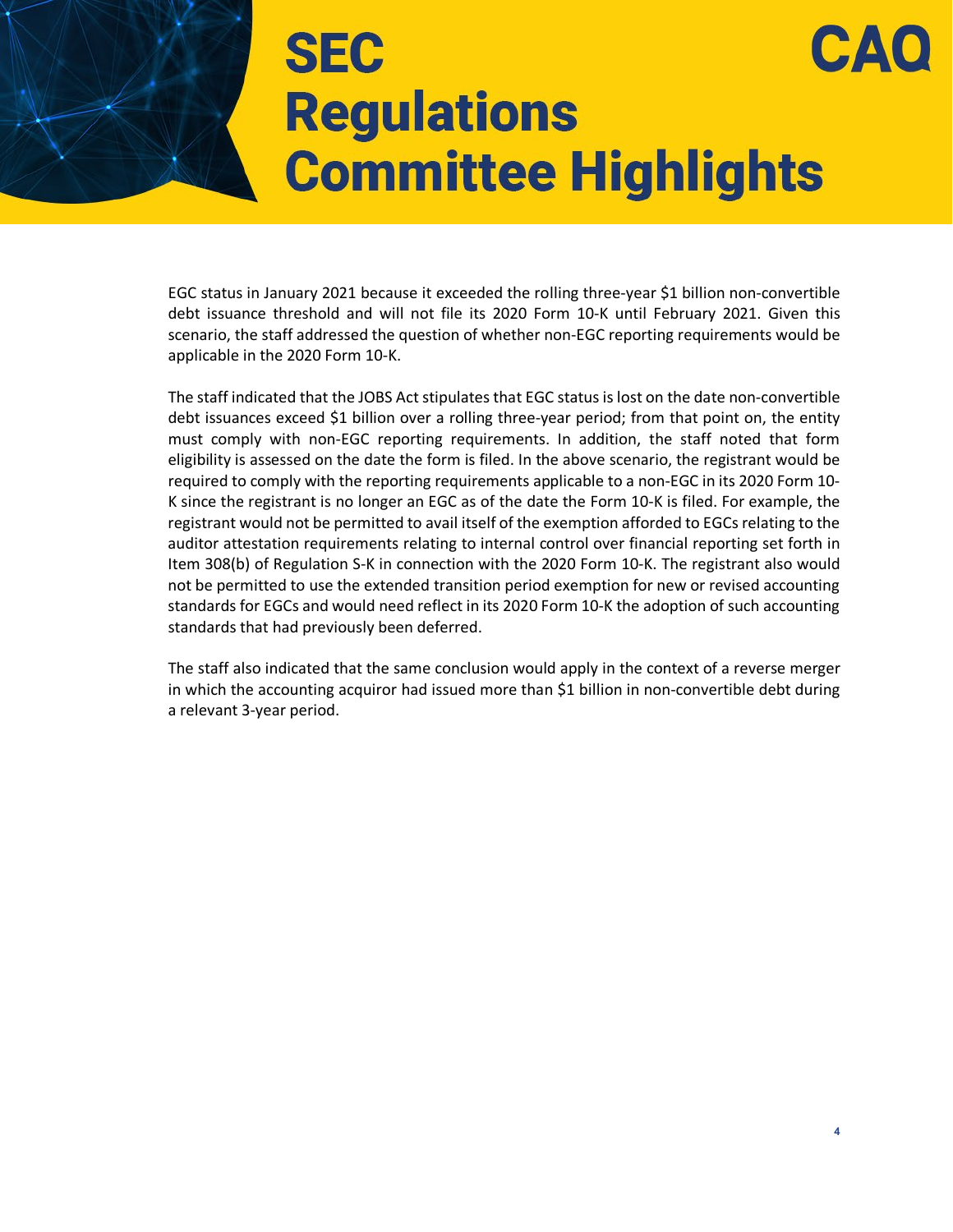EGC status in January 2021 because it exceeded the rolling three-year $1 billion non-convertible debt issuance threshold and will not file its 2020 Form 10-K until February 2021. Given this scenario, the staff addressed the question of whether non-EGC reporting requirements would be applicable in the 2020 Form 10-K.

The staff indicated that the JOBS Act stipulates that EGC status is lost on the date non-convertible debt issuances exceed $1 billion over a rolling three-year period; from that point on, the entity must comply with non-EGC reporting requirements. In addition, the staff noted that form eligibility is assessed on the date the form is filed. In the above scenario, the registrant would be required to comply with the reporting requirements applicable to a non-EGC in its 2020 Form 10-K since the registrant is no longer an EGC as of the date the Form 10-K is filed. For example, the registrant would not be permitted to avail itself of the exemption afforded to EGCs relating to the auditor attestation requirements relating to internal control over financial reporting set forth in Item 308(b) of Regulation S-K in connection with the 2020 Form 10-K. The registrant also would not be permitted to use the extended transition period exemption for new or revised accounting standards for EGCs and would need reflect in its 2020 Form 10-K the adoption of such accounting standards that had previously been deferred.

The staff also indicated that the same conclusion would apply in the context of a reverse merger in which the accounting acquiror had issued more than $1 billion in non-convertible debt during a relevant 3-year period.